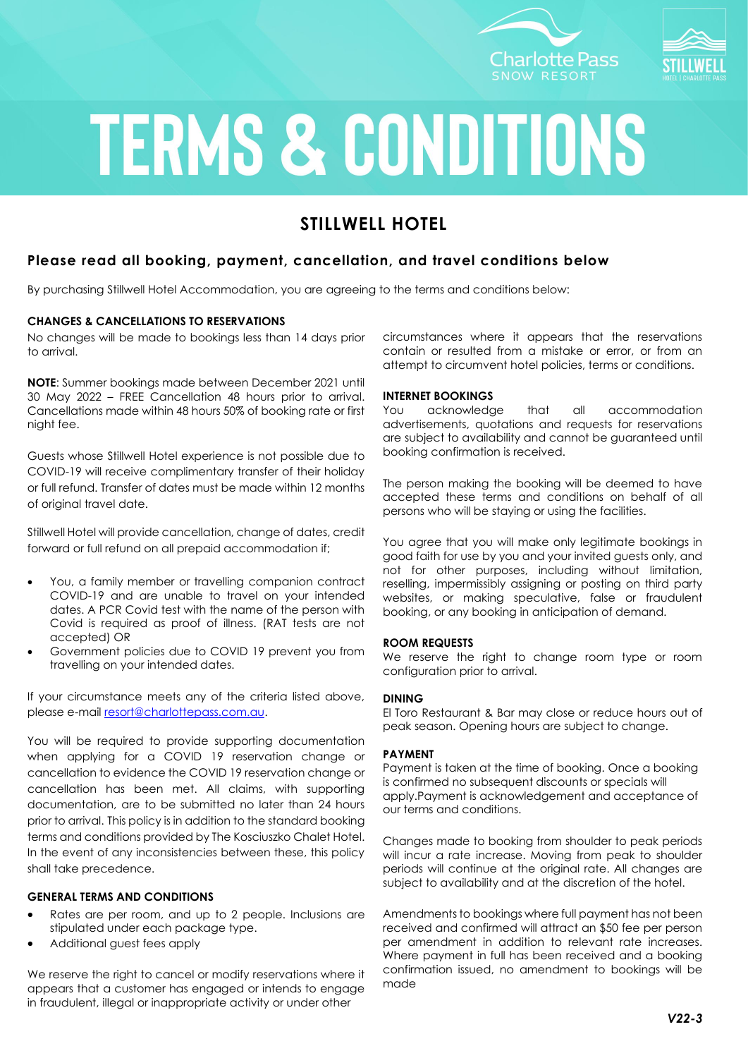# TERMS & CONDITIONS

## STILLWELL HOTEL

### Please read all booking, payment, cancellation, and travel conditions below

By purchasing Stillwell Hotel Accommodation, you are agreeing to the terms and conditions below:

**CHANGES & CANCELLATIONS TO RESERVATIONS**

No changes will be made to bookings less than 14 days prior to arrival.

**NOTE**: Summer bookings made between December 2021 until 30 May 2022 – FREE Cancellation 48 hours prior to arrival. Cancellations made within 48 hours 50% of booking rate or first night fee.

Guests whose Stillwell Hotel experience is not possible due to COVID-19 will receive complimentary transfer of their holiday or full refund. Transfer of dates must be made within 12 months of original travel date.

Stillwell Hotel will provide cancellation, change of dates, credit forward or full refund on all prepaid accommodation if;

- You, a family member or travelling companion contract COVID-19 and are unable to travel on your intended dates. A PCR Covid test with the name of the person with Covid is required as proof of illness. (RAT tests are not accepted) OR
- Government policies due to COVID 19 prevent you from travelling on your intended dates.

If your circumstance meets any of the criteria listed above, please e-mail resort@charlottepass.com.au.

You will be required to provide supporting documentation when applying for a COVID 19 reservation change or cancellation to evidence the COVID 19 reservation change or cancellation has been met. All claims, with supporting documentation, are to be submitted no later than 24 hours prior to arrival. This policy is in addition to the standard booking terms and conditions provided by The Kosciuszko Chalet Hotel. In the event of any inconsistencies between these, this policy shall take precedence.

**GENERAL TERMS AND CONDITIONS**

- Rates are per room, and up to 2 people. Inclusions are stipulated under each package type.
- Additional guest fees apply

We reserve the right to cancel or modify reservations where it appears that a customer has engaged or intends to engage in fraudulent, illegal or inappropriate activity or under other circumstances where it appears that the reservations contain or resulted from a mistake or error, or from an attempt to circumvent hotel policies, terms or conditions.

**INTERNET BOOKINGS**

You acknowledge that all accommodation advertisements, quotations and requests for reservations are subject to availability and cannot be guaranteed until booking confirmation is received.

The person making the booking will be deemed to have accepted these terms and conditions on behalf of all persons who will be staying or using the facilities.

You agree that you will make only legitimate bookings in good faith for use by you and your invited guests only, and not for other purposes, including without limitation, reselling, impermissibly assigning or posting on third party websites, or making speculative, false or fraudulent booking, or any booking in anticipation of demand.

**ROOM REQUESTS**

We reserve the right to change room type or room configuration prior to arrival.

**DINING**

El Toro Restaurant & Bar may close or reduce hours out of peak season. Opening hours are subject to change.

**PAYMENT**

Payment is taken at the time of booking. Once a booking is confirmed no subsequent discounts or specials will apply.Payment is acknowledgement and acceptance of our terms and conditions.

Changes made to booking from shoulder to peak periods will incur a rate increase. Moving from peak to shoulder periods will continue at the original rate. All changes are subject to availability and at the discretion of the hotel.

Amendments to bookings where full payment has not been received and confirmed will attract an $50 fee per person per amendment in addition to relevant rate increases. Where payment in full has been received and a booking confirmation issued, no amendment to bookings will be made

*V22-3*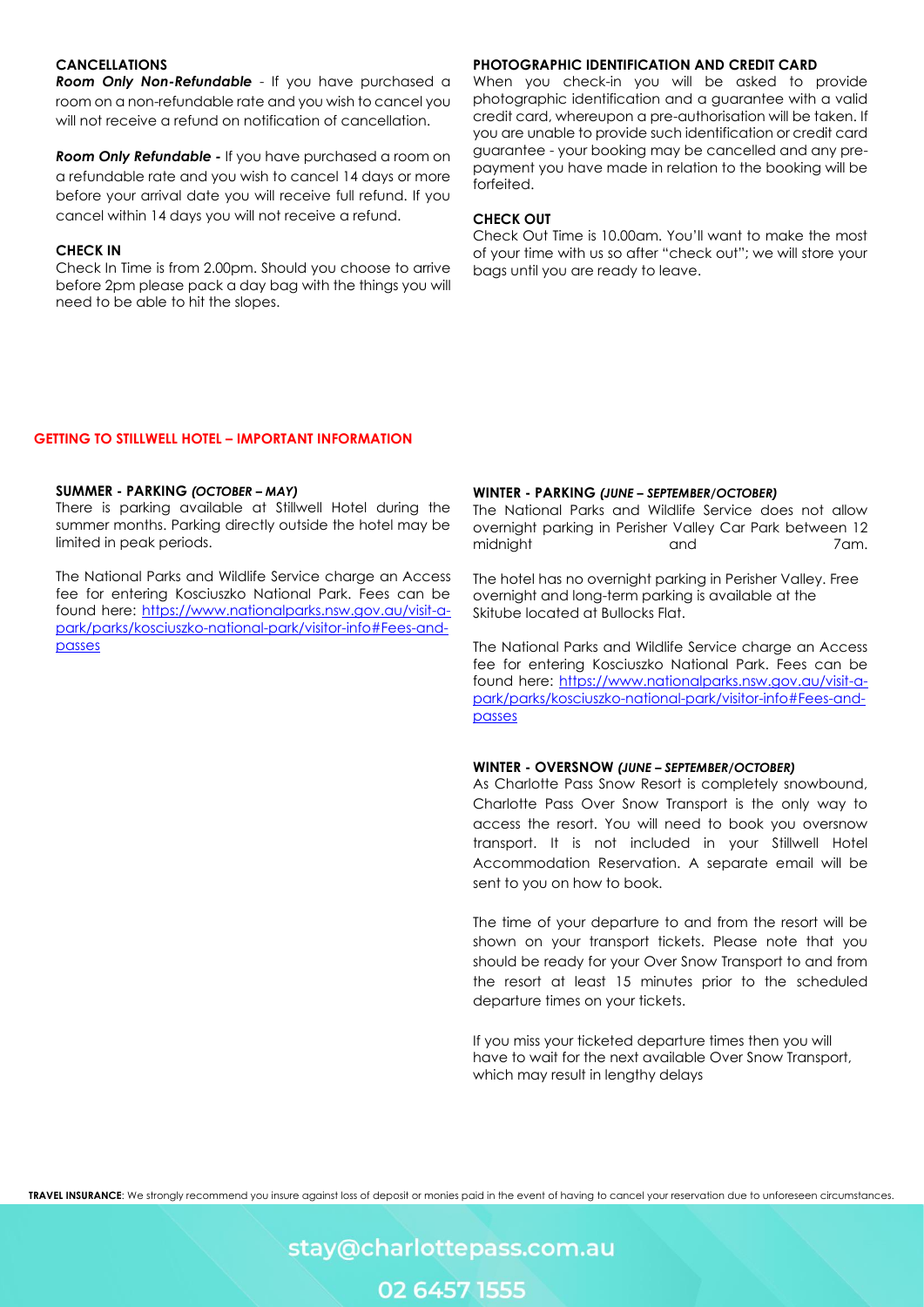## CANCELLATIONS

***Room Only Non-Refundable*** - If you have purchased a room on a non-refundable rate and you wish to cancel you will not receive a refund on notification of cancellation.

***Room Only Refundable*** - If you have purchased a room on a refundable rate and you wish to cancel 14 days or more before your arrival date you will receive full refund. If you cancel within 14 days you will not receive a refund.

## CHECK IN

Check In Time is from 2.00pm. Should you choose to arrive before 2pm please pack a day bag with the things you will need to be able to hit the slopes.

## PHOTOGRAPHIC IDENTIFICATION AND CREDIT CARD

When you check-in you will be asked to provide photographic identification and a guarantee with a valid credit card, whereupon a pre-authorisation will be taken. If you are unable to provide such identification or credit card guarantee - your booking may be cancelled and any pre-payment you have made in relation to the booking will be forfeited.

## CHECK OUT

Check Out Time is 10.00am. You'll want to make the most of your time with us so after "check out"; we will store your bags until you are ready to leave.

## GETTING TO STILLWELL HOTEL – IMPORTANT INFORMATION

### SUMMER - PARKING *(OCTOBER – MAY)*

There is parking available at Stillwell Hotel during the summer months. Parking directly outside the hotel may be limited in peak periods.

The National Parks and Wildlife Service charge an Access fee for entering Kosciuszko National Park. Fees can be found here: https://www.nationalparks.nsw.gov.au/visit-a-park/parks/kosciuszko-national-park/visitor-info#Fees-and-passes

### WINTER - PARKING *(JUNE – SEPTEMBER/OCTOBER)*

The National Parks and Wildlife Service does not allow overnight parking in Perisher Valley Car Park between 12 midnight and 7am.

The hotel has no overnight parking in Perisher Valley. Free overnight and long-term parking is available at the Skitube located at Bullocks Flat.

The National Parks and Wildlife Service charge an Access fee for entering Kosciuszko National Park. Fees can be found here: https://www.nationalparks.nsw.gov.au/visit-a-park/parks/kosciuszko-national-park/visitor-info#Fees-and-passes

### WINTER - OVERSNOW *(JUNE – SEPTEMBER/OCTOBER)*

As Charlotte Pass Snow Resort is completely snowbound, Charlotte Pass Over Snow Transport is the only way to access the resort. You will need to book you oversnow transport. It is not included in your Stillwell Hotel Accommodation Reservation. A separate email will be sent to you on how to book.

The time of your departure to and from the resort will be shown on your transport tickets. Please note that you should be ready for your Over Snow Transport to and from the resort at least 15 minutes prior to the scheduled departure times on your tickets.

If you miss your ticketed departure times then you will have to wait for the next available Over Snow Transport, which may result in lengthy delays

**TRAVEL INSURANCE**: We strongly recommend you insure against loss of deposit or monies paid in the event of having to cancel your reservation due to unforeseen circumstances.

stay@charlottepass.com.au

02 6457 1555